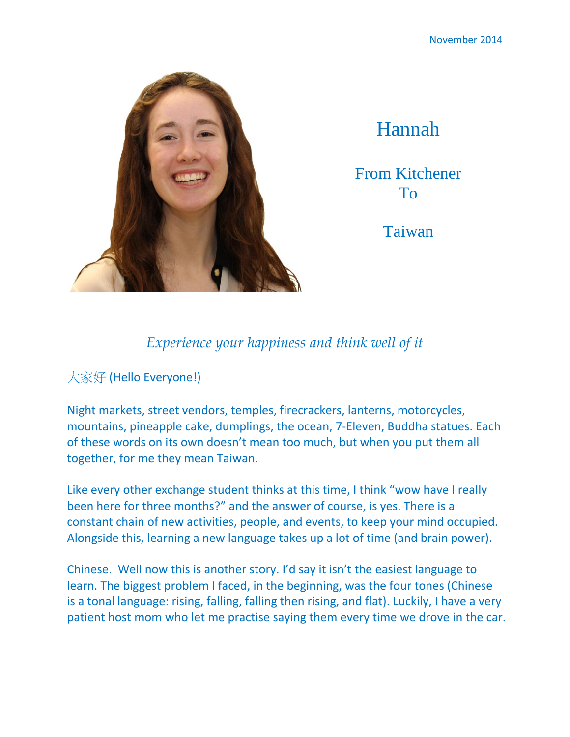November 2014

# Hannah

## From Kitchener To Taiwan

*Experience your happiness and think well of it*

大家好 (Hello Everyone!)

Night markets, street vendors, temples, firecrackers, lanterns, motorcycles, mountains, pineapple cake, dumplings, the ocean, 7-Eleven, Buddha statues. Each of these words on its own doesn't mean too much, but when you put them all together, for me they mean Taiwan.

Like every other exchange student thinks at this time, I think "wow have I really been here for three months?" and the answer of course, is yes. There is a constant chain of new activities, people, and events, to keep your mind occupied. Alongside this, learning a new language takes up a lot of time (and brain power).

Chinese. Well now this is another story. I'd say it isn't the easiest language to learn. The biggest problem I faced, in the beginning, was the four tones (Chinese is a tonal language: rising, falling, falling then rising, and flat). Luckily, I have a very patient host mom who let me practise saying them every time we drove in the car.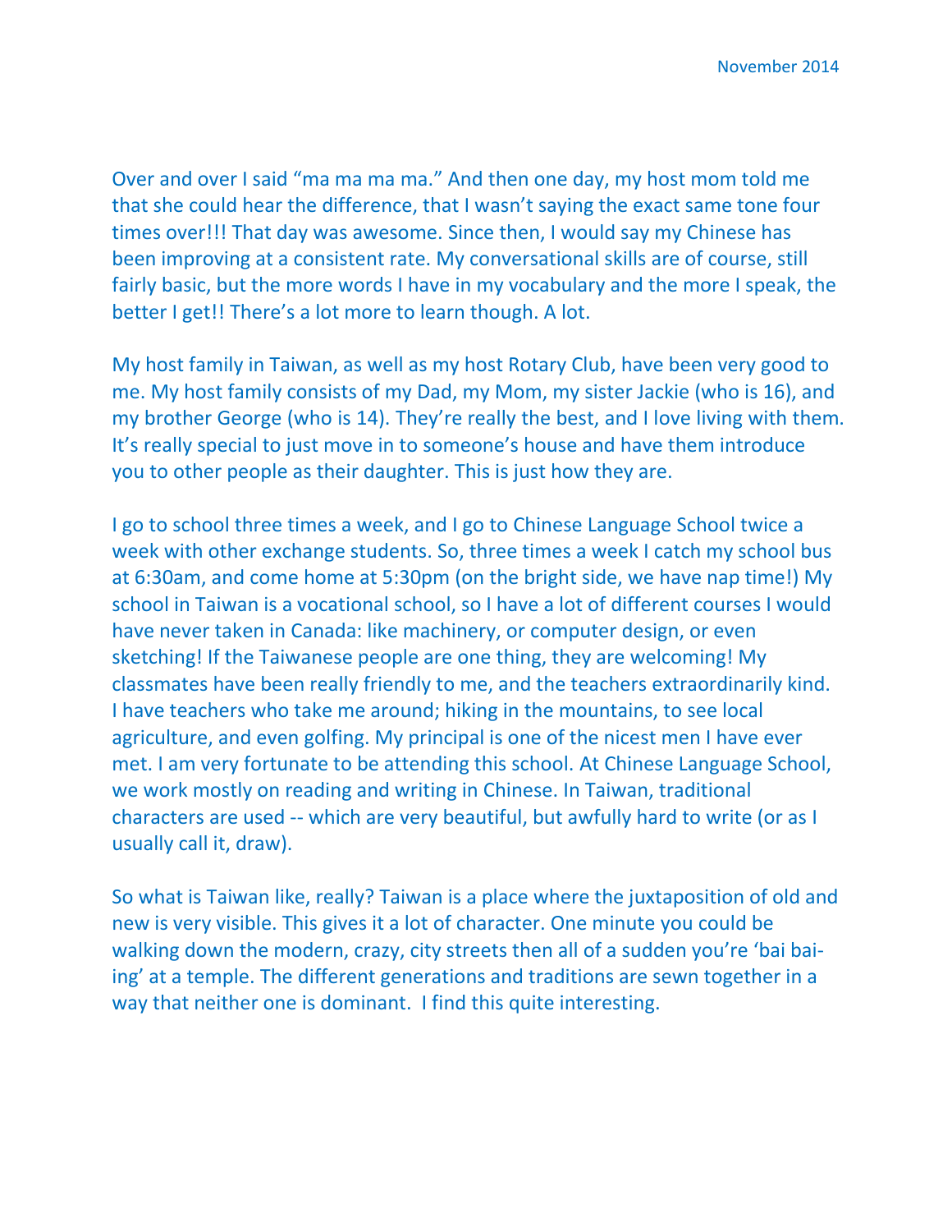November 2014

Over and over I said "ma ma ma ma." And then one day, my host mom told me that she could hear the difference, that I wasn't saying the exact same tone four times over!!! That day was awesome. Since then, I would say my Chinese has been improving at a consistent rate. My conversational skills are of course, still fairly basic, but the more words I have in my vocabulary and the more I speak, the better I get!! There's a lot more to learn though. A lot.

My host family in Taiwan, as well as my host Rotary Club, have been very good to me. My host family consists of my Dad, my Mom, my sister Jackie (who is 16), and my brother George (who is 14). They're really the best, and I love living with them. It's really special to just move in to someone's house and have them introduce you to other people as their daughter. This is just how they are.

I go to school three times a week, and I go to Chinese Language School twice a week with other exchange students. So, three times a week I catch my school bus at 6:30am, and come home at 5:30pm (on the bright side, we have nap time!) My school in Taiwan is a vocational school, so I have a lot of different courses I would have never taken in Canada: like machinery, or computer design, or even sketching! If the Taiwanese people are one thing, they are welcoming! My classmates have been really friendly to me, and the teachers extraordinarily kind. I have teachers who take me around; hiking in the mountains, to see local agriculture, and even golfing. My principal is one of the nicest men I have ever met. I am very fortunate to be attending this school. At Chinese Language School, we work mostly on reading and writing in Chinese. In Taiwan, traditional characters are used -- which are very beautiful, but awfully hard to write (or as I usually call it, draw).

So what is Taiwan like, really? Taiwan is a place where the juxtaposition of old and new is very visible. This gives it a lot of character. One minute you could be walking down the modern, crazy, city streets then all of a sudden you're 'bai bai-ing' at a temple. The different generations and traditions are sewn together in a way that neither one is dominant. I find this quite interesting.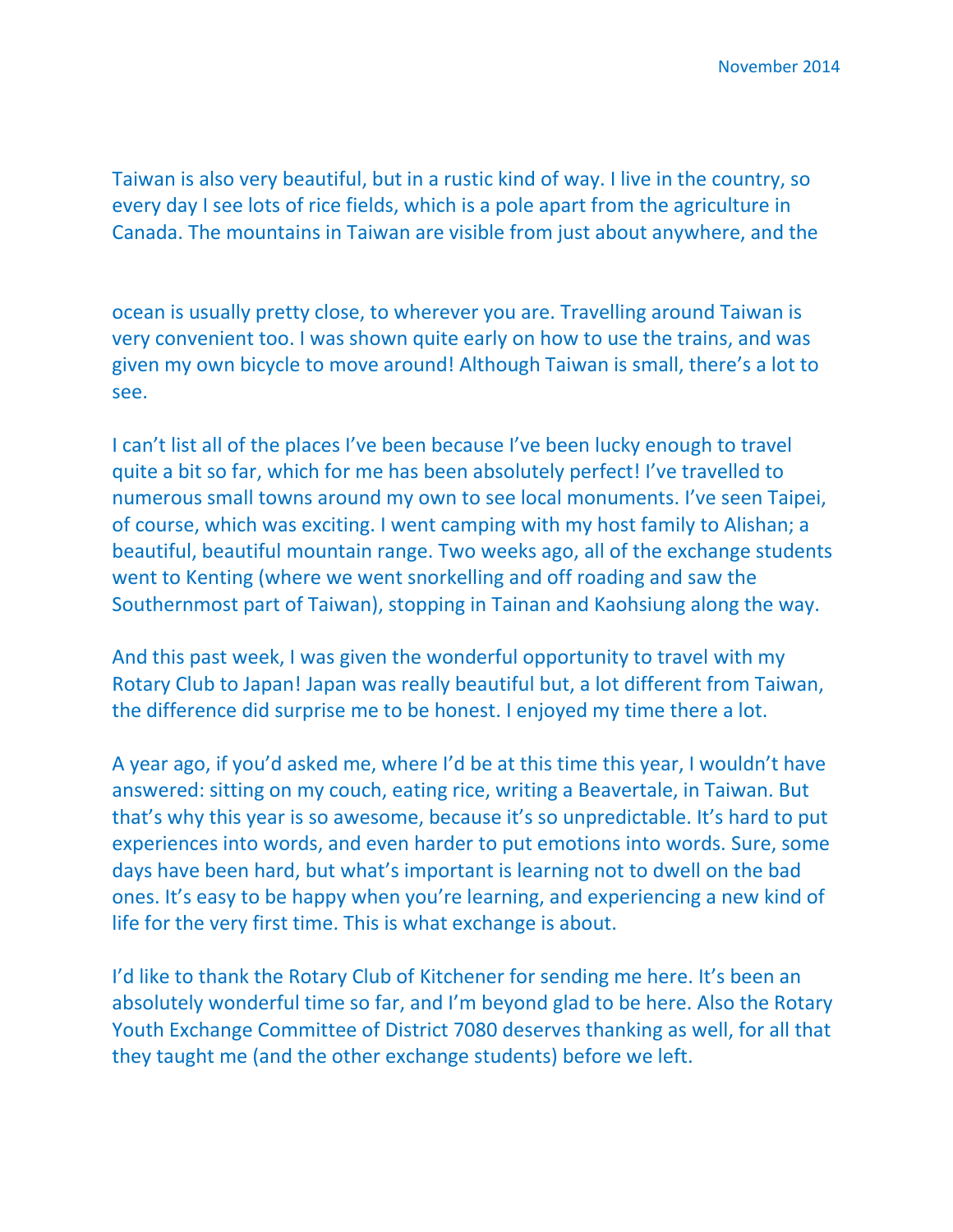Taiwan is also very beautiful, but in a rustic kind of way. I live in the country, so every day I see lots of rice fields, which is a pole apart from the agriculture in Canada. The mountains in Taiwan are visible from just about anywhere, and the ocean is usually pretty close, to wherever you are. Travelling around Taiwan is very convenient too. I was shown quite early on how to use the trains, and was given my own bicycle to move around! Although Taiwan is small, there's a lot to see.

I can't list all of the places I've been because I've been lucky enough to travel quite a bit so far, which for me has been absolutely perfect! I've travelled to numerous small towns around my own to see local monuments. I've seen Taipei, of course, which was exciting. I went camping with my host family to Alishan; a beautiful, beautiful mountain range. Two weeks ago, all of the exchange students went to Kenting (where we went snorkelling and off roading and saw the Southernmost part of Taiwan), stopping in Tainan and Kaohsiung along the way.

And this past week, I was given the wonderful opportunity to travel with my Rotary Club to Japan! Japan was really beautiful but, a lot different from Taiwan, the difference did surprise me to be honest. I enjoyed my time there a lot.

A year ago, if you'd asked me, where I'd be at this time this year, I wouldn't have answered: sitting on my couch, eating rice, writing a Beavertale, in Taiwan. But that's why this year is so awesome, because it's so unpredictable. It's hard to put experiences into words, and even harder to put emotions into words. Sure, some days have been hard, but what's important is learning not to dwell on the bad ones. It's easy to be happy when you're learning, and experiencing a new kind of life for the very first time. This is what exchange is about.

I'd like to thank the Rotary Club of Kitchener for sending me here. It's been an absolutely wonderful time so far, and I'm beyond glad to be here. Also the Rotary Youth Exchange Committee of District 7080 deserves thanking as well, for all that they taught me (and the other exchange students) before we left.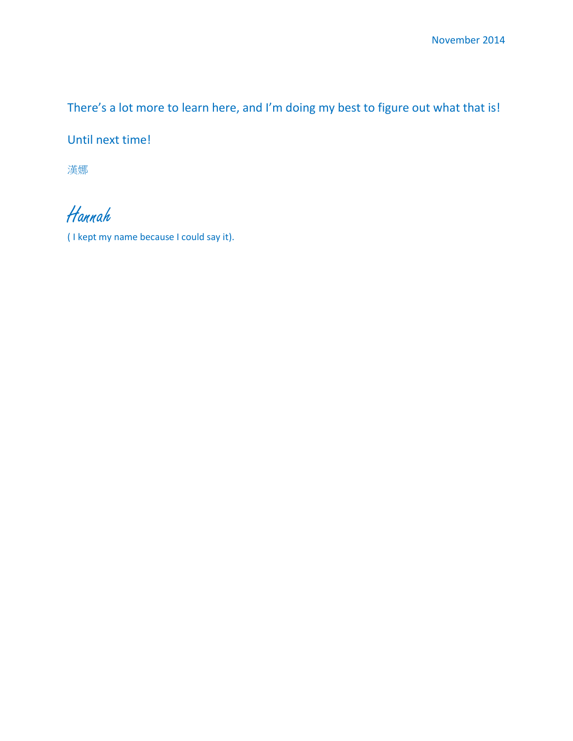November 2014

There's a lot more to learn here, and I'm doing my best to figure out what that is!

Until next time!

漢娜

*Hannah*

( I kept my name because I could say it).